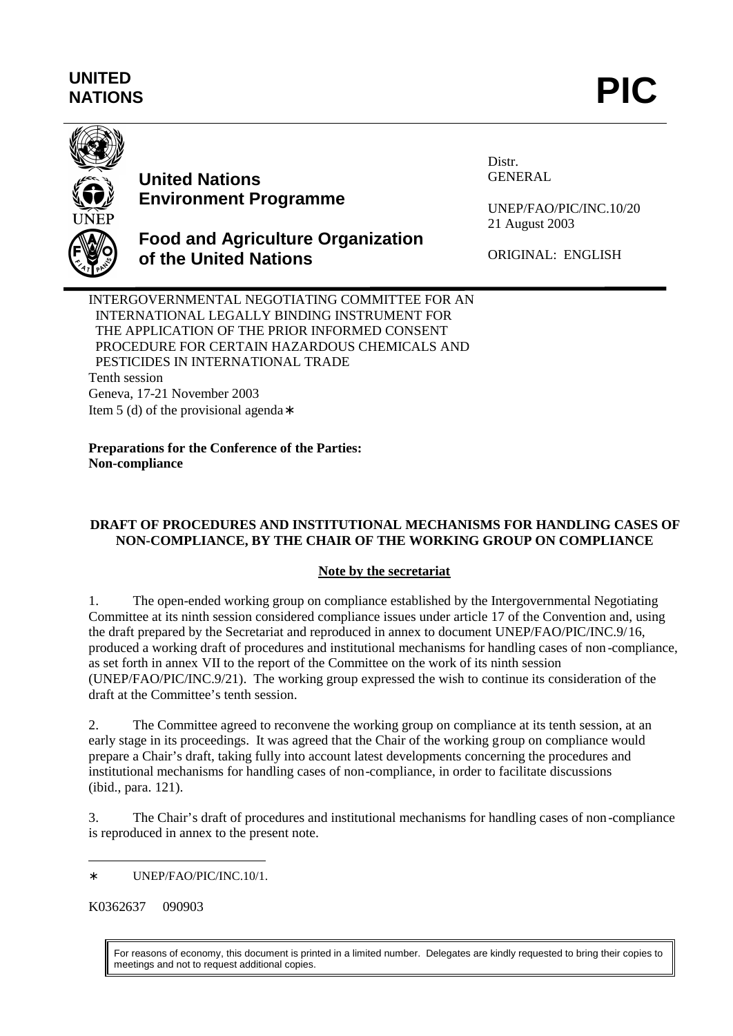**UNITED NATIONS** **PIC**

**United Nations Environment Programme**

**Food and Agriculture Organization of the United Nations**

Distr.
GENERAL

UNEP/FAO/PIC/INC.10/20
21 August 2003

ORIGINAL: ENGLISH

INTERGOVERNMENTAL NEGOTIATING COMMITTEE FOR AN INTERNATIONAL LEGALLY BINDING INSTRUMENT FOR THE APPLICATION OF THE PRIOR INFORMED CONSENT PROCEDURE FOR CERTAIN HAZARDOUS CHEMICALS AND PESTICIDES IN INTERNATIONAL TRADE
Tenth session
Geneva, 17-21 November 2003
Item 5 (d) of the provisional agenda*

**Preparations for the Conference of the Parties: Non-compliance**

**DRAFT OF PROCEDURES AND INSTITUTIONAL MECHANISMS FOR HANDLING CASES OF NON-COMPLIANCE, BY THE CHAIR OF THE WORKING GROUP ON COMPLIANCE**

**Note by the secretariat**

1. The open-ended working group on compliance established by the Intergovernmental Negotiating Committee at its ninth session considered compliance issues under article 17 of the Convention and, using the draft prepared by the Secretariat and reproduced in annex to document UNEP/FAO/PIC/INC.9/16, produced a working draft of procedures and institutional mechanisms for handling cases of non-compliance, as set forth in annex VII to the report of the Committee on the work of its ninth session (UNEP/FAO/PIC/INC.9/21). The working group expressed the wish to continue its consideration of the draft at the Committee's tenth session.

2. The Committee agreed to reconvene the working group on compliance at its tenth session, at an early stage in its proceedings. It was agreed that the Chair of the working group on compliance would prepare a Chair's draft, taking fully into account latest developments concerning the procedures and institutional mechanisms for handling cases of non-compliance, in order to facilitate discussions (ibid., para. 121).

3. The Chair's draft of procedures and institutional mechanisms for handling cases of non-compliance is reproduced in annex to the present note.

* UNEP/FAO/PIC/INC.10/1.

K0362637 090903

For reasons of economy, this document is printed in a limited number. Delegates are kindly requested to bring their copies to meetings and not to request additional copies.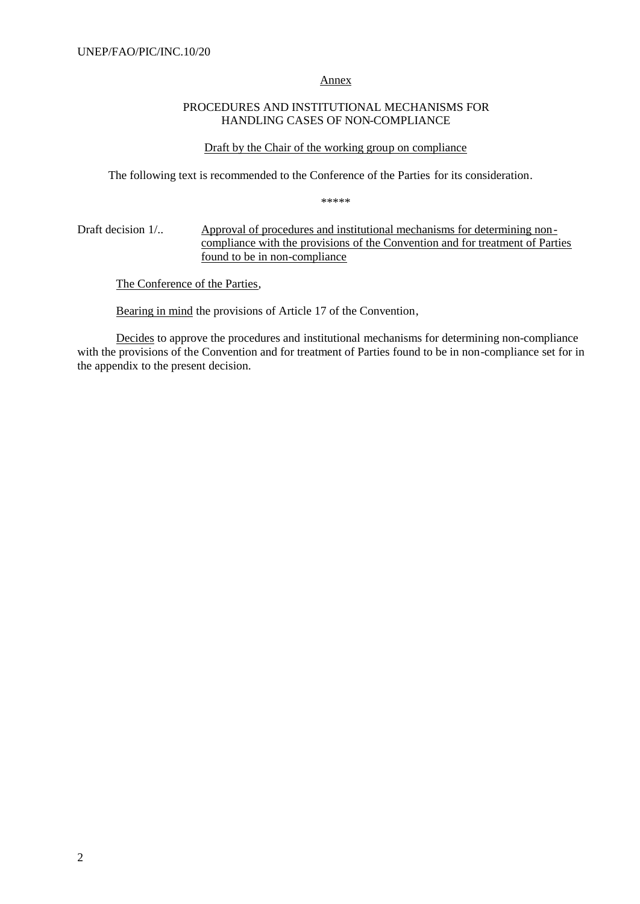Annex

# PROCEDURES AND INSTITUTIONAL MECHANISMS FOR HANDLING CASES OF NON-COMPLIANCE

Draft by the Chair of the working group on compliance

The following text is recommended to the Conference of the Parties for its consideration.

\*\*\*\*\*

Draft decision 1/.. Approval of procedures and institutional mechanisms for determining non-compliance with the provisions of the Convention and for treatment of Parties found to be in non-compliance

The Conference of the Parties,

Bearing in mind the provisions of Article 17 of the Convention,

Decides to approve the procedures and institutional mechanisms for determining non-compliance with the provisions of the Convention and for treatment of Parties found to be in non-compliance set for in the appendix to the present decision.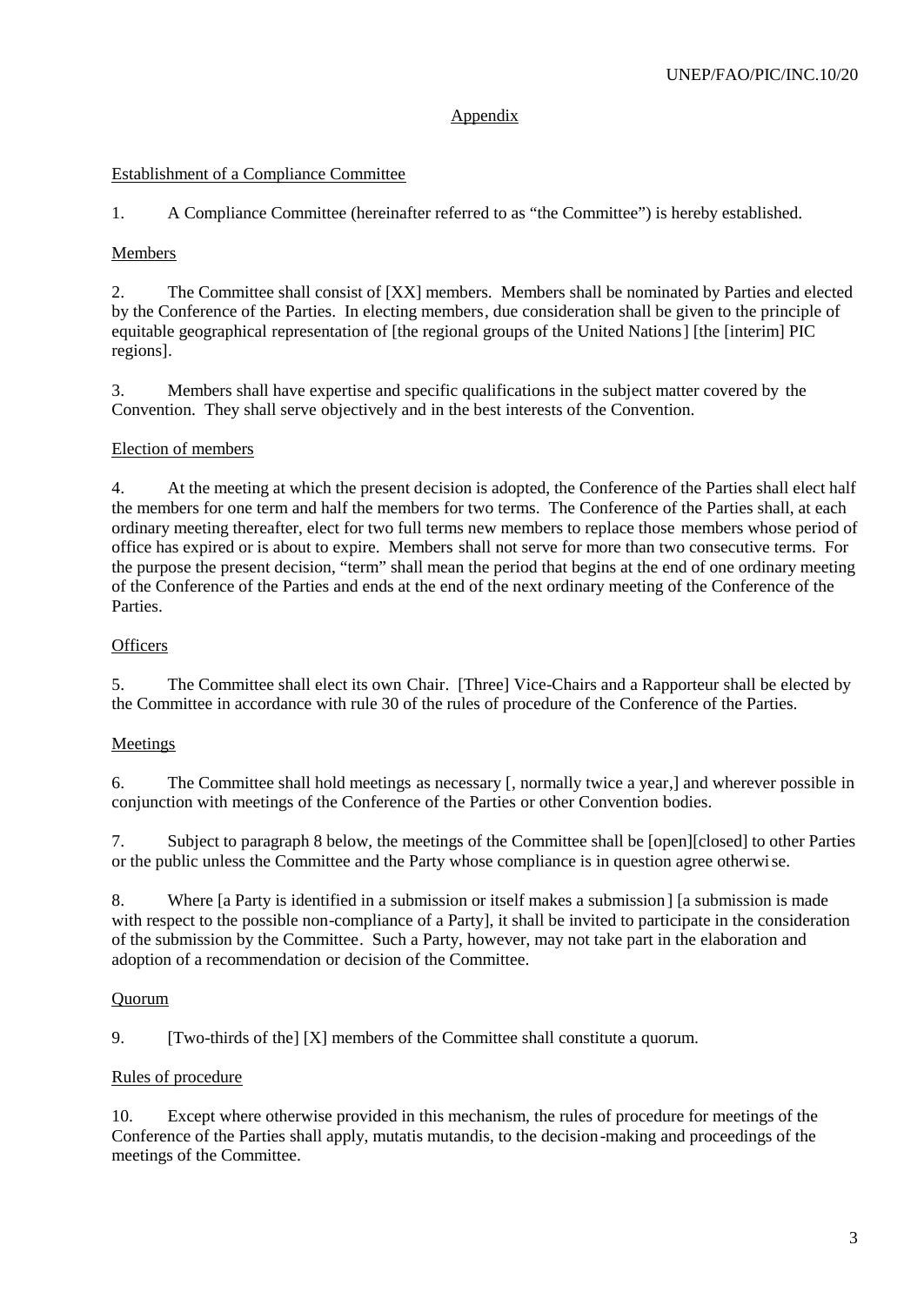## Appendix

### Establishment of a Compliance Committee

1. A Compliance Committee (hereinafter referred to as "the Committee") is hereby established.

### Members

2. The Committee shall consist of [XX] members. Members shall be nominated by Parties and elected by the Conference of the Parties. In electing members, due consideration shall be given to the principle of equitable geographical representation of [the regional groups of the United Nations] [the [interim] PIC regions].

3. Members shall have expertise and specific qualifications in the subject matter covered by the Convention. They shall serve objectively and in the best interests of the Convention.

### Election of members

4. At the meeting at which the present decision is adopted, the Conference of the Parties shall elect half the members for one term and half the members for two terms. The Conference of the Parties shall, at each ordinary meeting thereafter, elect for two full terms new members to replace those members whose period of office has expired or is about to expire. Members shall not serve for more than two consecutive terms. For the purpose the present decision, "term" shall mean the period that begins at the end of one ordinary meeting of the Conference of the Parties and ends at the end of the next ordinary meeting of the Conference of the Parties.

### Officers

5. The Committee shall elect its own Chair. [Three] Vice-Chairs and a Rapporteur shall be elected by the Committee in accordance with rule 30 of the rules of procedure of the Conference of the Parties.

### Meetings

6. The Committee shall hold meetings as necessary [, normally twice a year,] and wherever possible in conjunction with meetings of the Conference of the Parties or other Convention bodies.

7. Subject to paragraph 8 below, the meetings of the Committee shall be [open][closed] to other Parties or the public unless the Committee and the Party whose compliance is in question agree otherwise.

8. Where [a Party is identified in a submission or itself makes a submission] [a submission is made with respect to the possible non-compliance of a Party], it shall be invited to participate in the consideration of the submission by the Committee. Such a Party, however, may not take part in the elaboration and adoption of a recommendation or decision of the Committee.

### Quorum

9. [Two-thirds of the] [X] members of the Committee shall constitute a quorum.

### Rules of procedure

10. Except where otherwise provided in this mechanism, the rules of procedure for meetings of the Conference of the Parties shall apply, mutatis mutandis, to the decision-making and proceedings of the meetings of the Committee.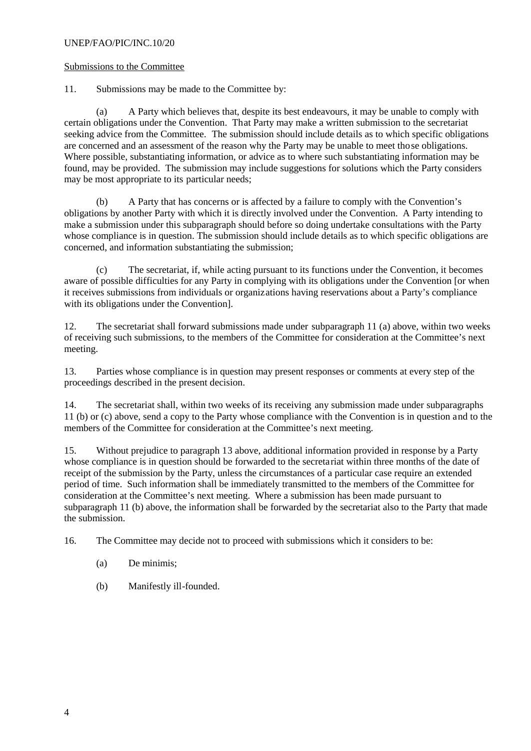Submissions to the Committee

11. Submissions may be made to the Committee by:

(a) A Party which believes that, despite its best endeavours, it may be unable to comply with certain obligations under the Convention. That Party may make a written submission to the secretariat seeking advice from the Committee. The submission should include details as to which specific obligations are concerned and an assessment of the reason why the Party may be unable to meet those obligations. Where possible, substantiating information, or advice as to where such substantiating information may be found, may be provided. The submission may include suggestions for solutions which the Party considers may be most appropriate to its particular needs;

(b) A Party that has concerns or is affected by a failure to comply with the Convention's obligations by another Party with which it is directly involved under the Convention. A Party intending to make a submission under this subparagraph should before so doing undertake consultations with the Party whose compliance is in question. The submission should include details as to which specific obligations are concerned, and information substantiating the submission;

(c) The secretariat, if, while acting pursuant to its functions under the Convention, it becomes aware of possible difficulties for any Party in complying with its obligations under the Convention [or when it receives submissions from individuals or organizations having reservations about a Party's compliance with its obligations under the Convention].

12. The secretariat shall forward submissions made under subparagraph 11 (a) above, within two weeks of receiving such submissions, to the members of the Committee for consideration at the Committee's next meeting.

13. Parties whose compliance is in question may present responses or comments at every step of the proceedings described in the present decision.

14. The secretariat shall, within two weeks of its receiving any submission made under subparagraphs 11 (b) or (c) above, send a copy to the Party whose compliance with the Convention is in question and to the members of the Committee for consideration at the Committee's next meeting.

15. Without prejudice to paragraph 13 above, additional information provided in response by a Party whose compliance is in question should be forwarded to the secretariat within three months of the date of receipt of the submission by the Party, unless the circumstances of a particular case require an extended period of time. Such information shall be immediately transmitted to the members of the Committee for consideration at the Committee's next meeting. Where a submission has been made pursuant to subparagraph 11 (b) above, the information shall be forwarded by the secretariat also to the Party that made the submission.

16. The Committee may decide not to proceed with submissions which it considers to be:

(a) De minimis;

(b) Manifestly ill-founded.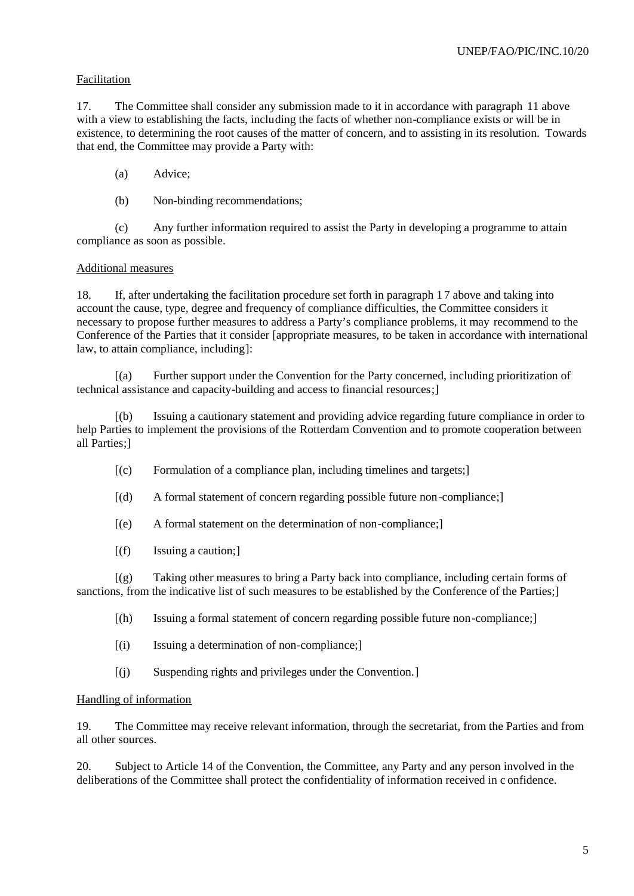Facilitation

17. The Committee shall consider any submission made to it in accordance with paragraph 11 above with a view to establishing the facts, including the facts of whether non-compliance exists or will be in existence, to determining the root causes of the matter of concern, and to assisting in its resolution. Towards that end, the Committee may provide a Party with:

(a) Advice;

(b) Non-binding recommendations;

(c) Any further information required to assist the Party in developing a programme to attain compliance as soon as possible.

Additional measures

18. If, after undertaking the facilitation procedure set forth in paragraph 17 above and taking into account the cause, type, degree and frequency of compliance difficulties, the Committee considers it necessary to propose further measures to address a Party's compliance problems, it may recommend to the Conference of the Parties that it consider [appropriate measures, to be taken in accordance with international law, to attain compliance, including]:

[(a) Further support under the Convention for the Party concerned, including prioritization of technical assistance and capacity-building and access to financial resources;]

[(b) Issuing a cautionary statement and providing advice regarding future compliance in order to help Parties to implement the provisions of the Rotterdam Convention and to promote cooperation between all Parties;]

[(c) Formulation of a compliance plan, including timelines and targets;]

[(d) A formal statement of concern regarding possible future non-compliance;]

[(e) A formal statement on the determination of non-compliance;]

[(f) Issuing a caution;]

[(g) Taking other measures to bring a Party back into compliance, including certain forms of sanctions, from the indicative list of such measures to be established by the Conference of the Parties;]

[(h) Issuing a formal statement of concern regarding possible future non-compliance;]

[(i) Issuing a determination of non-compliance;]

[(j) Suspending rights and privileges under the Convention.]

Handling of information

19. The Committee may receive relevant information, through the secretariat, from the Parties and from all other sources.

20. Subject to Article 14 of the Convention, the Committee, any Party and any person involved in the deliberations of the Committee shall protect the confidentiality of information received in confidence.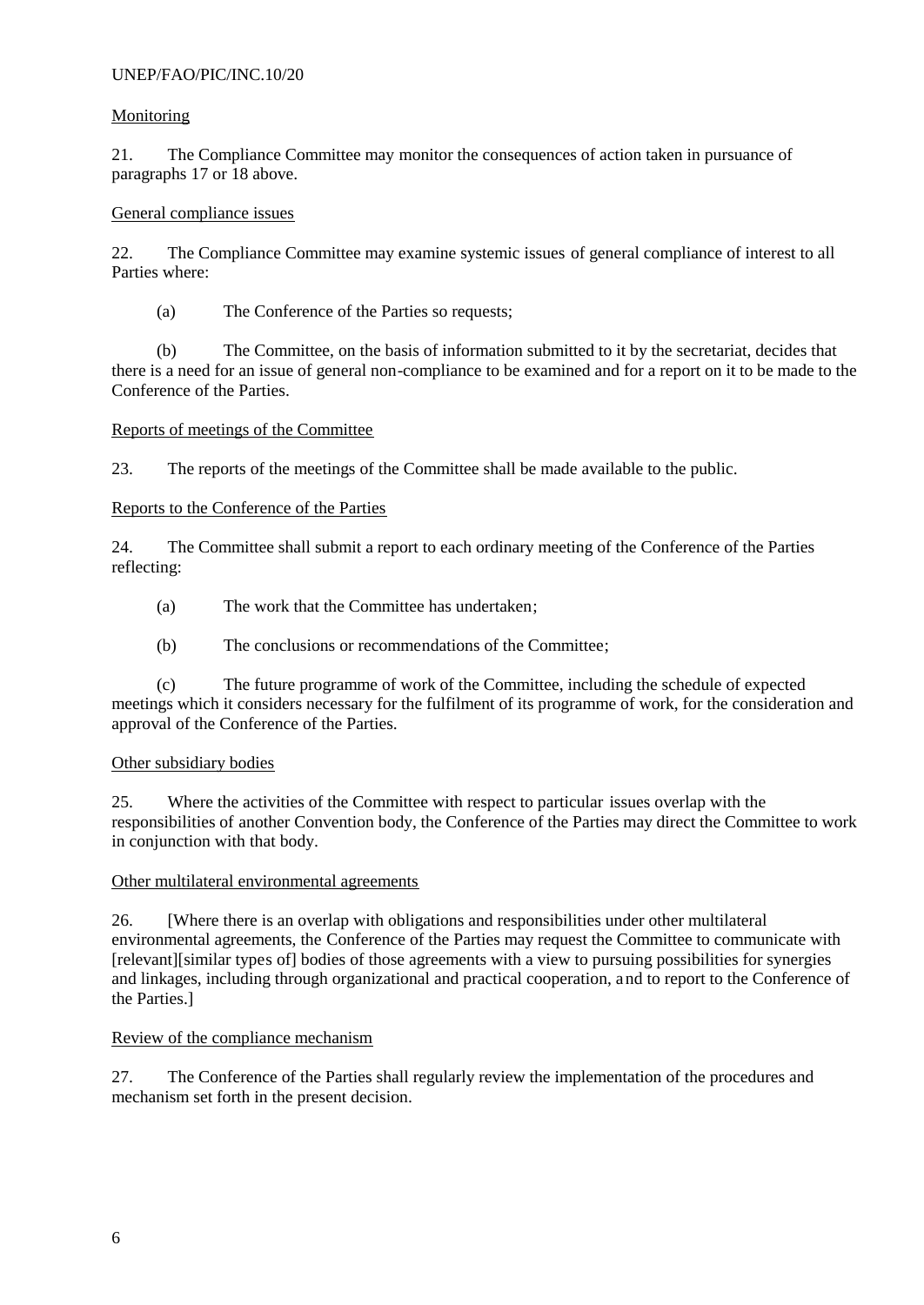Monitoring

21. The Compliance Committee may monitor the consequences of action taken in pursuance of paragraphs 17 or 18 above.

General compliance issues

22. The Compliance Committee may examine systemic issues of general compliance of interest to all Parties where:

(a) The Conference of the Parties so requests;

(b) The Committee, on the basis of information submitted to it by the secretariat, decides that there is a need for an issue of general non-compliance to be examined and for a report on it to be made to the Conference of the Parties.

Reports of meetings of the Committee

23. The reports of the meetings of the Committee shall be made available to the public.

Reports to the Conference of the Parties

24. The Committee shall submit a report to each ordinary meeting of the Conference of the Parties reflecting:

(a) The work that the Committee has undertaken;

(b) The conclusions or recommendations of the Committee;

(c) The future programme of work of the Committee, including the schedule of expected meetings which it considers necessary for the fulfilment of its programme of work, for the consideration and approval of the Conference of the Parties.

Other subsidiary bodies

25. Where the activities of the Committee with respect to particular issues overlap with the responsibilities of another Convention body, the Conference of the Parties may direct the Committee to work in conjunction with that body.

Other multilateral environmental agreements

26. [Where there is an overlap with obligations and responsibilities under other multilateral environmental agreements, the Conference of the Parties may request the Committee to communicate with [relevant][similar types of] bodies of those agreements with a view to pursuing possibilities for synergies and linkages, including through organizational and practical cooperation, and to report to the Conference of the Parties.]

Review of the compliance mechanism

27. The Conference of the Parties shall regularly review the implementation of the procedures and mechanism set forth in the present decision.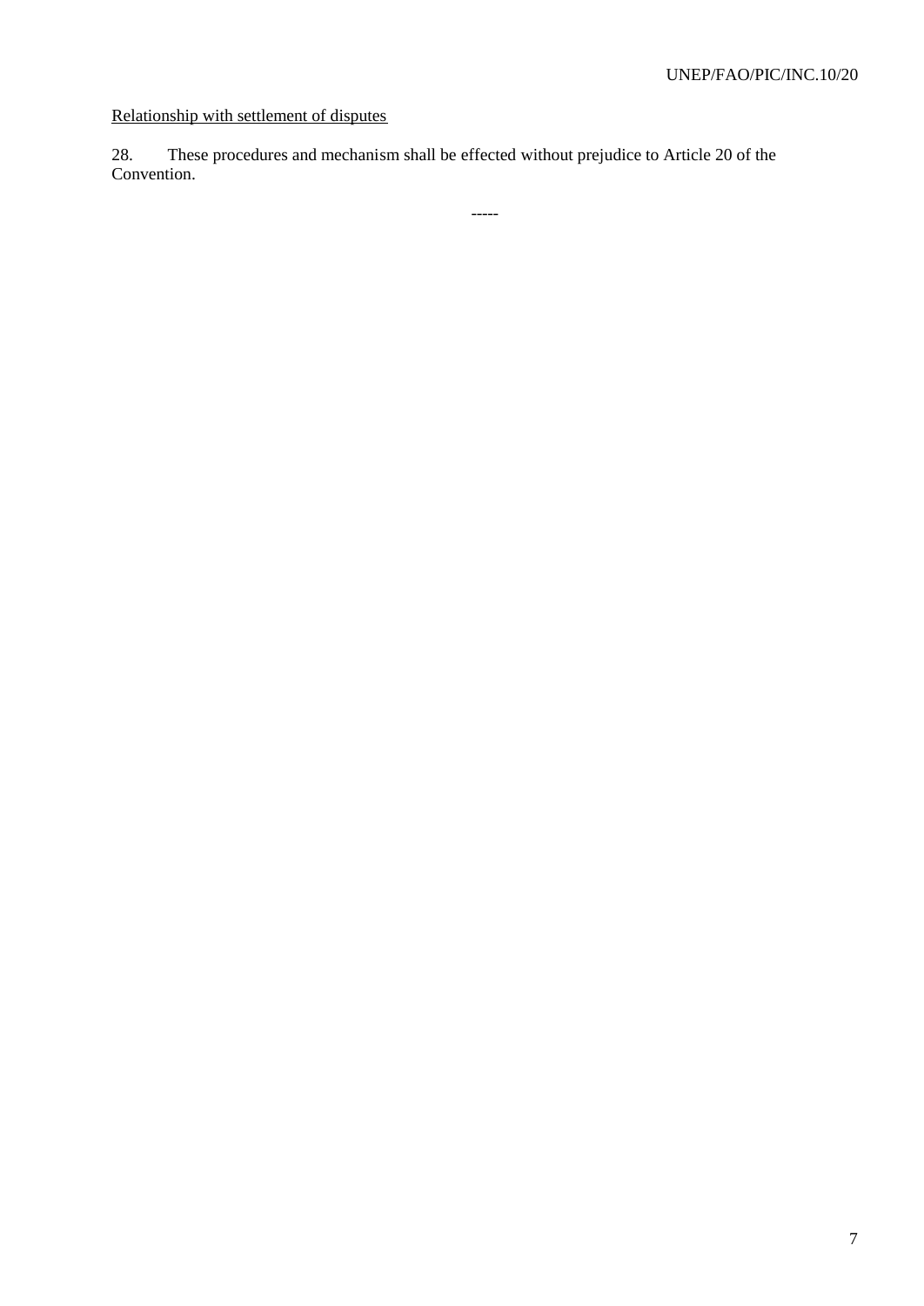<u>Relationship with settlement of disputes</u>

28. These procedures and mechanism shall be effected without prejudice to Article 20 of the Convention.

-----